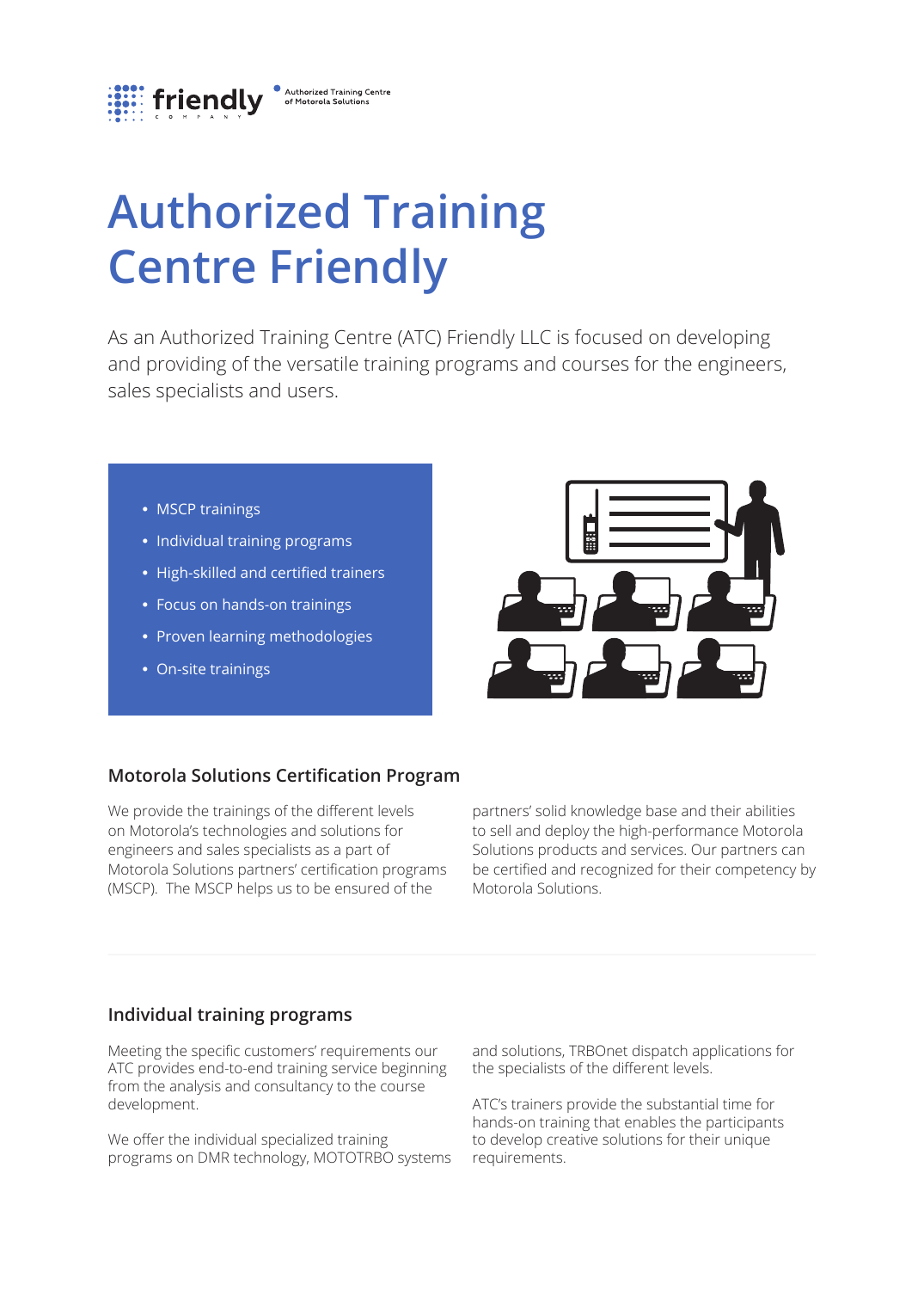friendly COMPANY — Authorized Training Centre of Motorola Solutions

# Authorized Training Centre Friendly

As an Authorized Training Centre (ATC) Friendly LLC is focused on developing and providing of the versatile training programs and courses for the engineers, sales specialists and users.

- MSCP trainings
- Individual training programs
- High-skilled and certified trainers
- Focus on hands-on trainings
- Proven learning methodologies
- On-site trainings

## Motorola Solutions Certification Program

We provide the trainings of the different levels on Motorola's technologies and solutions for engineers and sales specialists as a part of Motorola Solutions partners' certification programs (MSCP). The MSCP helps us to be ensured of the partners' solid knowledge base and their abilities to sell and deploy the high-performance Motorola Solutions products and services. Our partners can be certified and recognized for their competency by Motorola Solutions.

## Individual training programs

Meeting the specific customers' requirements our ATC provides end-to-end training service beginning from the analysis and consultancy to the course development.

We offer the individual specialized training programs on DMR technology, MOTOTRBO systems and solutions, TRBOnet dispatch applications for the specialists of the different levels.

ATC's trainers provide the substantial time for hands-on training that enables the participants to develop creative solutions for their unique requirements.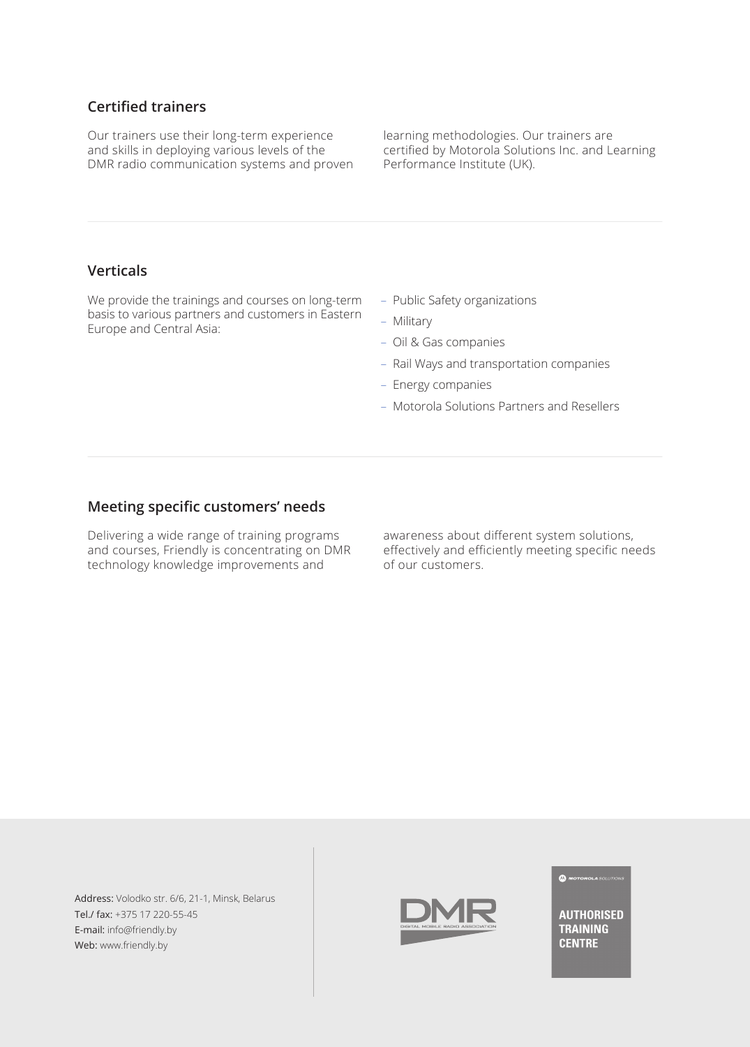## Certified trainers

Our trainers use their long-term experience and skills in deploying various levels of the DMR radio communication systems and proven learning methodologies. Our trainers are certified by Motorola Solutions Inc. and Learning Performance Institute (UK).

## Verticals

We provide the trainings and courses on long-term basis to various partners and customers in Eastern Europe and Central Asia:

- Public Safety organizations
- Military
- Oil & Gas companies
- Rail Ways and transportation companies
- Energy companies
- Motorola Solutions Partners and Resellers

## Meeting specific customers' needs

Delivering a wide range of training programs and courses, Friendly is concentrating on DMR technology knowledge improvements and awareness about different system solutions, effectively and efficiently meeting specific needs of our customers.

Address: Volodko str. 6/6, 21-1, Minsk, Belarus
Tel./ fax: +375 17 220-55-45
E-mail: info@friendly.by
Web: www.friendly.by

DMR
DIGITAL MOBILE RADIO ASSOCIATION

MOTOROLA SOLUTIONS
AUTHORISED
TRAINING
CENTRE